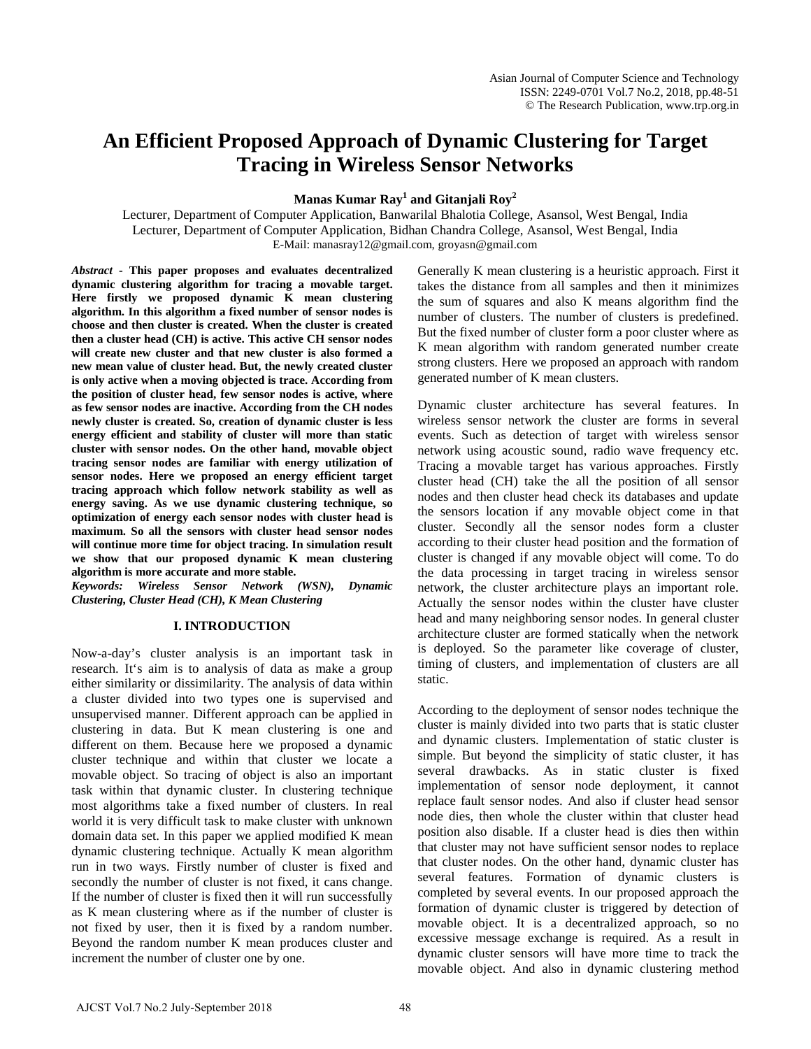# An Efficient Proposed Approach of Dynamic Clustering for Target Tracing in Wireless Sensor Networks

**Manas Kumar Ray[1] and Gitanjali Roy[2]**

Lecturer, Department of Computer Application, Banwarilal Bhalotia College, Asansol, West Bengal, India
Lecturer, Department of Computer Application, Bidhan Chandra College, Asansol, West Bengal, India
E-Mail: manasray12@gmail.com, groyasn@gmail.com

***Abstract*** - **This paper proposes and evaluates decentralized dynamic clustering algorithm for tracing a movable target. Here firstly we proposed dynamic K mean clustering algorithm. In this algorithm a fixed number of sensor nodes is choose and then cluster is created. When the cluster is created then a cluster head (CH) is active. This active CH sensor nodes will create new cluster and that new cluster is also formed a new mean value of cluster head. But, the newly created cluster is only active when a moving objected is trace. According from the position of cluster head, few sensor nodes is active, where as few sensor nodes are inactive. According from the CH nodes newly cluster is created. So, creation of dynamic cluster is less energy efficient and stability of cluster will more than static cluster with sensor nodes. On the other hand, movable object tracing sensor nodes are familiar with energy utilization of sensor nodes. Here we proposed an energy efficient target tracing approach which follow network stability as well as energy saving. As we use dynamic clustering technique, so optimization of energy each sensor nodes with cluster head is maximum. So all the sensors with cluster head sensor nodes will continue more time for object tracing. In simulation result we show that our proposed dynamic K mean clustering algorithm is more accurate and more stable.**

***Keywords: Wireless Sensor Network (WSN), Dynamic Clustering, Cluster Head (CH), K Mean Clustering***

## I. INTRODUCTION

Now-a-day's cluster analysis is an important task in research. It's aim is to analysis of data as make a group either similarity or dissimilarity. The analysis of data within a cluster divided into two types one is supervised and unsupervised manner. Different approach can be applied in clustering in data. But K mean clustering is one and different on them. Because here we proposed a dynamic cluster technique and within that cluster we locate a movable object. So tracing of object is also an important task within that dynamic cluster. In clustering technique most algorithms take a fixed number of clusters. In real world it is very difficult task to make cluster with unknown domain data set. In this paper we applied modified K mean dynamic clustering technique. Actually K mean algorithm run in two ways. Firstly number of cluster is fixed and secondly the number of cluster is not fixed, it cans change. If the number of cluster is fixed then it will run successfully as K mean clustering where as if the number of cluster is not fixed by user, then it is fixed by a random number. Beyond the random number K mean produces cluster and increment the number of cluster one by one.

Generally K mean clustering is a heuristic approach. First it takes the distance from all samples and then it minimizes the sum of squares and also K means algorithm find the number of clusters. The number of clusters is predefined. But the fixed number of cluster form a poor cluster where as K mean algorithm with random generated number create strong clusters. Here we proposed an approach with random generated number of K mean clusters.

Dynamic cluster architecture has several features. In wireless sensor network the cluster are forms in several events. Such as detection of target with wireless sensor network using acoustic sound, radio wave frequency etc. Tracing a movable target has various approaches. Firstly cluster head (CH) take the all the position of all sensor nodes and then cluster head check its databases and update the sensors location if any movable object come in that cluster. Secondly all the sensor nodes form a cluster according to their cluster head position and the formation of cluster is changed if any movable object will come. To do the data processing in target tracing in wireless sensor network, the cluster architecture plays an important role. Actually the sensor nodes within the cluster have cluster head and many neighboring sensor nodes. In general cluster architecture cluster are formed statically when the network is deployed. So the parameter like coverage of cluster, timing of clusters, and implementation of clusters are all static.

According to the deployment of sensor nodes technique the cluster is mainly divided into two parts that is static cluster and dynamic clusters. Implementation of static cluster is simple. But beyond the simplicity of static cluster, it has several drawbacks. As in static cluster is fixed implementation of sensor node deployment, it cannot replace fault sensor nodes. And also if cluster head sensor node dies, then whole the cluster within that cluster head position also disable. If a cluster head is dies then within that cluster may not have sufficient sensor nodes to replace that cluster nodes. On the other hand, dynamic cluster has several features. Formation of dynamic clusters is completed by several events. In our proposed approach the formation of dynamic cluster is triggered by detection of movable object. It is a decentralized approach, so no excessive message exchange is required. As a result in dynamic cluster sensors will have more time to track the movable object. And also in dynamic clustering method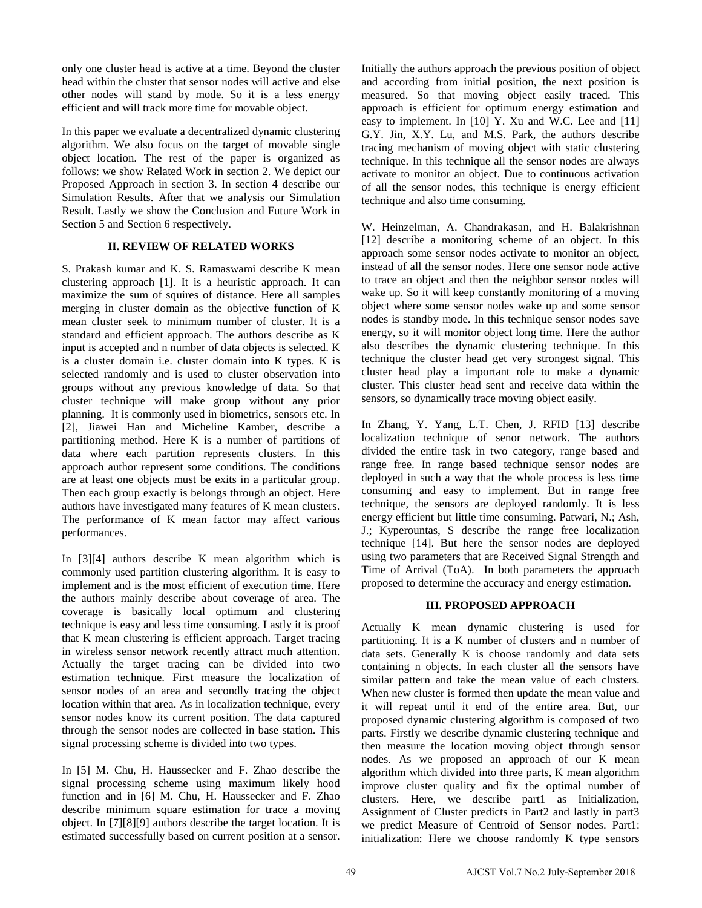only one cluster head is active at a time. Beyond the cluster head within the cluster that sensor nodes will active and else other nodes will stand by mode. So it is a less energy efficient and will track more time for movable object.

In this paper we evaluate a decentralized dynamic clustering algorithm. We also focus on the target of movable single object location. The rest of the paper is organized as follows: we show Related Work in section 2. We depict our Proposed Approach in section 3. In section 4 describe our Simulation Results. After that we analysis our Simulation Result. Lastly we show the Conclusion and Future Work in Section 5 and Section 6 respectively.

## II. REVIEW OF RELATED WORKS

S. Prakash kumar and K. S. Ramaswami describe K mean clustering approach [1]. It is a heuristic approach. It can maximize the sum of squires of distance. Here all samples merging in cluster domain as the objective function of K mean cluster seek to minimum number of cluster. It is a standard and efficient approach. The authors describe as K input is accepted and n number of data objects is selected. K is a cluster domain i.e. cluster domain into K types. K is selected randomly and is used to cluster observation into groups without any previous knowledge of data. So that cluster technique will make group without any prior planning. It is commonly used in biometrics, sensors etc. In [2], Jiawei Han and Micheline Kamber, describe a partitioning method. Here K is a number of partitions of data where each partition represents clusters. In this approach author represent some conditions. The conditions are at least one objects must be exits in a particular group. Then each group exactly is belongs through an object. Here authors have investigated many features of K mean clusters. The performance of K mean factor may affect various performances.

In [3][4] authors describe K mean algorithm which is commonly used partition clustering algorithm. It is easy to implement and is the most efficient of execution time. Here the authors mainly describe about coverage of area. The coverage is basically local optimum and clustering technique is easy and less time consuming. Lastly it is proof that K mean clustering is efficient approach. Target tracing in wireless sensor network recently attract much attention. Actually the target tracing can be divided into two estimation technique. First measure the localization of sensor nodes of an area and secondly tracing the object location within that area. As in localization technique, every sensor nodes know its current position. The data captured through the sensor nodes are collected in base station. This signal processing scheme is divided into two types.

In [5] M. Chu, H. Haussecker and F. Zhao describe the signal processing scheme using maximum likely hood function and in [6] M. Chu, H. Haussecker and F. Zhao describe minimum square estimation for trace a moving object. In [7][8][9] authors describe the target location. It is estimated successfully based on current position at a sensor. Initially the authors approach the previous position of object and according from initial position, the next position is measured. So that moving object easily traced. This approach is efficient for optimum energy estimation and easy to implement. In [10] Y. Xu and W.C. Lee and [11] G.Y. Jin, X.Y. Lu, and M.S. Park, the authors describe tracing mechanism of moving object with static clustering technique. In this technique all the sensor nodes are always activate to monitor an object. Due to continuous activation of all the sensor nodes, this technique is energy efficient technique and also time consuming.

W. Heinzelman, A. Chandrakasan, and H. Balakrishnan [12] describe a monitoring scheme of an object. In this approach some sensor nodes activate to monitor an object, instead of all the sensor nodes. Here one sensor node active to trace an object and then the neighbor sensor nodes will wake up. So it will keep constantly monitoring of a moving object where some sensor nodes wake up and some sensor nodes is standby mode. In this technique sensor nodes save energy, so it will monitor object long time. Here the author also describes the dynamic clustering technique. In this technique the cluster head get very strongest signal. This cluster head play a important role to make a dynamic cluster. This cluster head sent and receive data within the sensors, so dynamically trace moving object easily.

In Zhang, Y. Yang, L.T. Chen, J. RFID [13] describe localization technique of senor network. The authors divided the entire task in two category, range based and range free. In range based technique sensor nodes are deployed in such a way that the whole process is less time consuming and easy to implement. But in range free technique, the sensors are deployed randomly. It is less energy efficient but little time consuming. Patwari, N.; Ash, J.; Kyperountas, S describe the range free localization technique [14]. But here the sensor nodes are deployed using two parameters that are Received Signal Strength and Time of Arrival (ToA). In both parameters the approach proposed to determine the accuracy and energy estimation.

## III. PROPOSED APPROACH

Actually K mean dynamic clustering is used for partitioning. It is a K number of clusters and n number of data sets. Generally K is choose randomly and data sets containing n objects. In each cluster all the sensors have similar pattern and take the mean value of each clusters. When new cluster is formed then update the mean value and it will repeat until it end of the entire area. But, our proposed dynamic clustering algorithm is composed of two parts. Firstly we describe dynamic clustering technique and then measure the location moving object through sensor nodes. As we proposed an approach of our K mean algorithm which divided into three parts, K mean algorithm improve cluster quality and fix the optimal number of clusters. Here, we describe part1 as Initialization, Assignment of Cluster predicts in Part2 and lastly in part3 we predict Measure of Centroid of Sensor nodes. Part1: initialization: Here we choose randomly K type sensors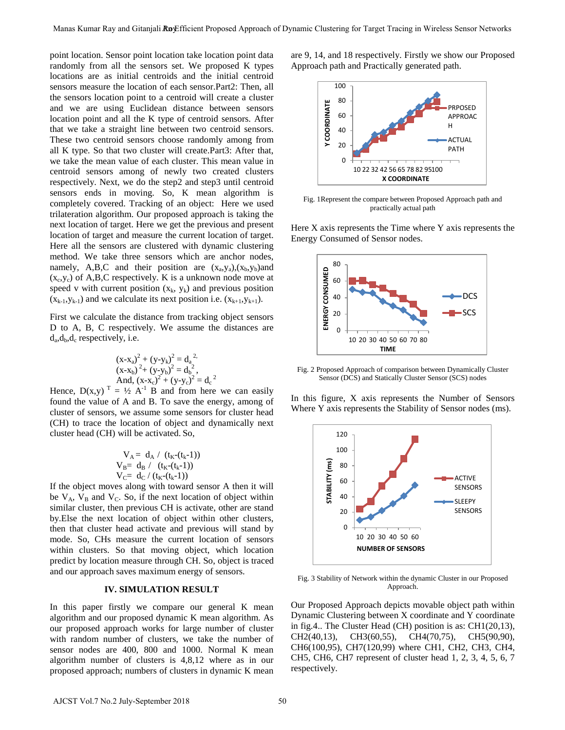point location. Sensor point location take location point data randomly from all the sensors set. We proposed K types locations are as initial centroids and the initial centroid sensors measure the location of each sensor.Part2: Then, all the sensors location point to a centroid will create a cluster and we are using Euclidean distance between sensors location point and all the K type of centroid sensors. After that we take a straight line between two centroid sensors. These two centroid sensors choose randomly among from all K type. So that two cluster will create.Part3: After that, we take the mean value of each cluster. This mean value in centroid sensors among of newly two created clusters respectively. Next, we do the step2 and step3 until centroid sensors ends in moving. So, K mean algorithm is completely covered. Tracking of an object: Here we used trilateration algorithm. Our proposed approach is taking the next location of target. Here we get the previous and present location of target and measure the current location of target. Here all the sensors are clustered with dynamic clustering method. We take three sensors which are anchor nodes, namely, A,B,C and their position are $(x_a,y_a)$,$(x_b,y_b)$and $(x_c,y_c)$ of A,B,C respectively. K is a unknown node move at speed v with current position $(x_k, y_k)$ and previous position $(x_{k-1},y_{k-1})$ and we calculate its next position i.e. $(x_{k+1},y_{k+1})$.

First we calculate the distance from tracking object sensors D to A, B, C respectively. We assume the distances are $d_a$,$d_b$,$d_c$ respectively, i.e.

$$(x-x_a)^2 + (y-y_k)^2 = d_a^{\,2,}$$
$$(x-x_b)^2 + (y-y_b)^2 = d_b^{\,2},$$
$$\text{And, } (x-x_c)^2 + (y-y_c)^2 = d_c^{\,2}$$

Hence, $D(x,y)^T = ½ A^{-1} B$ and from here we can easily found the value of A and B. To save the energy, among of cluster of sensors, we assume some sensors for cluster head (CH) to trace the location of object and dynamically next cluster head (CH) will be activated. So,

$$V_A = d_A / (t_K-(t_k-1))$$
$$V_B = d_B / (t_K-(t_k-1))$$
$$V_C = d_C / (t_K-(t_k-1))$$

If the object moves along with toward sensor A then it will be $V_A$, $V_B$ and $V_C$. So, if the next location of object within similar cluster, then previous CH is activate, other are stand by.Else the next location of object within other clusters, then that cluster head activate and previous will stand by mode. So, CHs measure the current location of sensors within clusters. So that moving object, which location predict by location measure through CH. So, object is traced and our approach saves maximum energy of sensors.

## IV. SIMULATION RESULT

In this paper firstly we compare our general K mean algorithm and our proposed dynamic K mean algorithm. As our proposed approach works for large number of cluster with random number of clusters, we take the number of sensor nodes are 400, 800 and 1000. Normal K mean algorithm number of clusters is 4,8,12 where as in our proposed approach; numbers of clusters in dynamic K mean are 9, 14, and 18 respectively. Firstly we show our Proposed Approach path and Practically generated path.

Fig. 1Represent the compare between Proposed Approach path and practically actual path

Here X axis represents the Time where Y axis represents the Energy Consumed of Sensor nodes.

Fig. 2 Proposed Approach of comparison between Dynamically Cluster Sensor (DCS) and Statically Cluster Sensor (SCS) nodes

In this figure, X axis represents the Number of Sensors Where Y axis represents the Stability of Sensor nodes (ms).

Fig. 3 Stability of Network within the dynamic Cluster in our Proposed Approach.

Our Proposed Approach depicts movable object path within Dynamic Clustering between X coordinate and Y coordinate in fig.4.. The Cluster Head (CH) position is as: CH1(20,13), CH2(40,13), CH3(60,55), CH4(70,75), CH5(90,90), CH6(100,95), CH7(120,99) where CH1, CH2, CH3, CH4, CH5, CH6, CH7 represent of cluster head 1, 2, 3, 4, 5, 6, 7 respectively.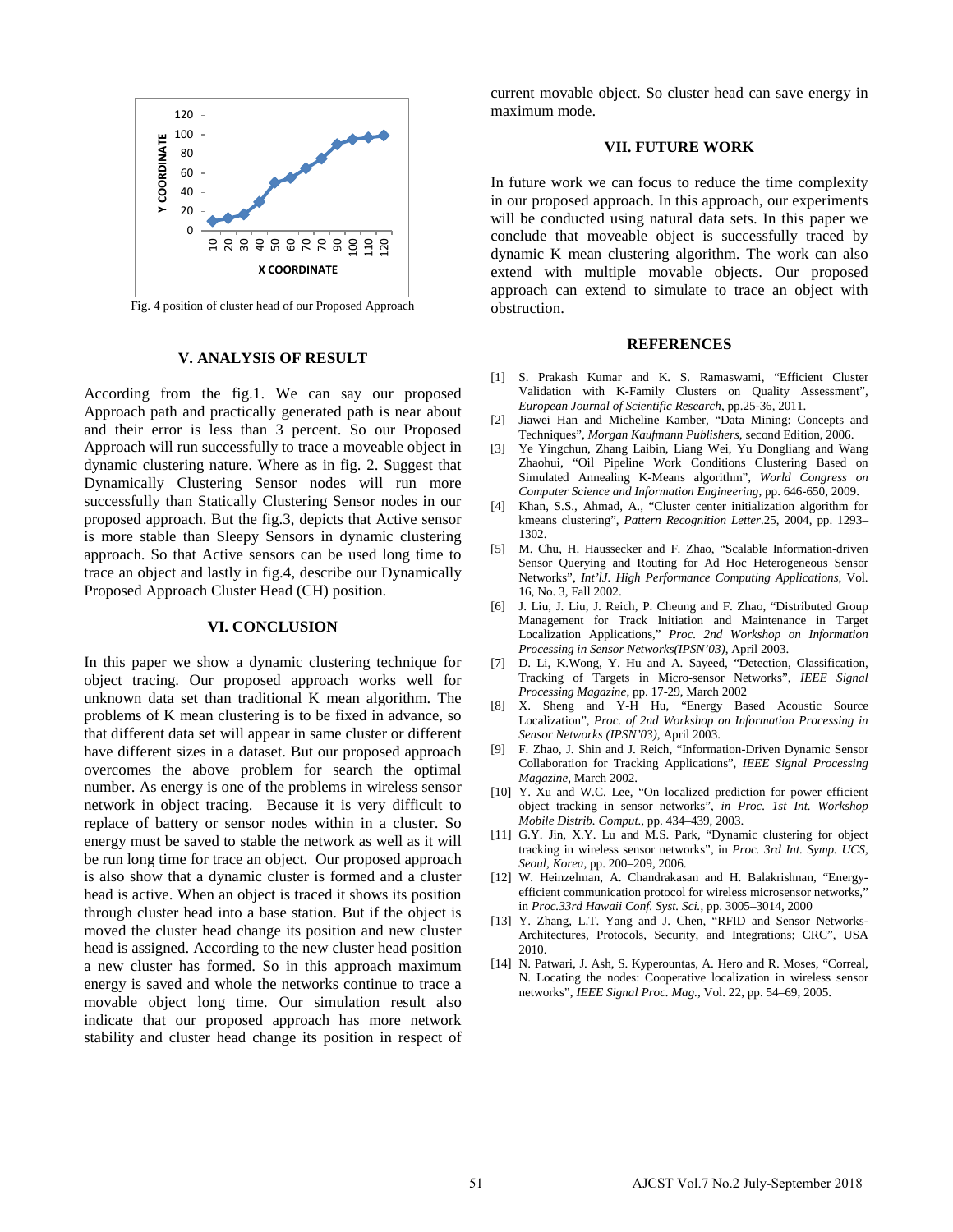120
100
80
60
40
20
0

Y COORDINATE

10 20 30 40 50 60 70 80 90 100 110 120

X COORDINATE

Fig. 4 position of cluster head of our Proposed Approach

## V. ANALYSIS OF RESULT

According from the fig.1. We can say our proposed Approach path and practically generated path is near about and their error is less than 3 percent. So our Proposed Approach will run successfully to trace a moveable object in dynamic clustering nature. Where as in fig. 2. Suggest that Dynamically Clustering Sensor nodes will run more successfully than Statically Clustering Sensor nodes in our proposed approach. But the fig.3, depicts that Active sensor is more stable than Sleepy Sensors in dynamic clustering approach. So that Active sensors can be used long time to trace an object and lastly in fig.4, describe our Dynamically Proposed Approach Cluster Head (CH) position.

## VI. CONCLUSION

In this paper we show a dynamic clustering technique for object tracing. Our proposed approach works well for unknown data set than traditional K mean algorithm. The problems of K mean clustering is to be fixed in advance, so that different data set will appear in same cluster or different have different sizes in a dataset. But our proposed approach overcomes the above problem for search the optimal number. As energy is one of the problems in wireless sensor network in object tracing. Because it is very difficult to replace of battery or sensor nodes within in a cluster. So energy must be saved to stable the network as well as it will be run long time for trace an object. Our proposed approach is also show that a dynamic cluster is formed and a cluster head is active. When an object is traced it shows its position through cluster head into a base station. But if the object is moved the cluster head change its position and new cluster head is assigned. According to the new cluster head position a new cluster has formed. So in this approach maximum energy is saved and whole the networks continue to trace a movable object long time. Our simulation result also indicate that our proposed approach has more network stability and cluster head change its position in respect of current movable object. So cluster head can save energy in maximum mode.

## VII. FUTURE WORK

In future work we can focus to reduce the time complexity in our proposed approach. In this approach, our experiments will be conducted using natural data sets. In this paper we conclude that moveable object is successfully traced by dynamic K mean clustering algorithm. The work can also extend with multiple movable objects. Our proposed approach can extend to simulate to trace an object with obstruction.

## REFERENCES

[1] S. Prakash Kumar and K. S. Ramaswami, "Efficient Cluster Validation with K-Family Clusters on Quality Assessment", *European Journal of Scientific Research*, pp.25-36, 2011.

[2] Jiawei Han and Micheline Kamber, "Data Mining: Concepts and Techniques", *Morgan Kaufmann Publishers*, second Edition, 2006.

[3] Ye Yingchun, Zhang Laibin, Liang Wei, Yu Dongliang and Wang Zhaohui, "Oil Pipeline Work Conditions Clustering Based on Simulated Annealing K-Means algorithm", *World Congress on Computer Science and Information Engineering*, pp. 646-650, 2009.

[4] Khan, S.S., Ahmad, A., "Cluster center initialization algorithm for kmeans clustering", *Pattern Recognition Letter*.25, 2004, pp. 1293–1302.

[5] M. Chu, H. Haussecker and F. Zhao, "Scalable Information-driven Sensor Querying and Routing for Ad Hoc Heterogeneous Sensor Networks", *Int'lJ. High Performance Computing Applications*, Vol. 16, No. 3, Fall 2002.

[6] J. Liu, J. Liu, J. Reich, P. Cheung and F. Zhao, "Distributed Group Management for Track Initiation and Maintenance in Target Localization Applications," *Proc. 2nd Workshop on Information Processing in Sensor Networks(IPSN'03)*, April 2003.

[7] D. Li, K.Wong, Y. Hu and A. Sayeed, "Detection, Classification, Tracking of Targets in Micro-sensor Networks", *IEEE Signal Processing Magazine*, pp. 17-29, March 2002

[8] X. Sheng and Y-H Hu, "Energy Based Acoustic Source Localization", *Proc. of 2nd Workshop on Information Processing in Sensor Networks (IPSN'03)*, April 2003.

[9] F. Zhao, J. Shin and J. Reich, "Information-Driven Dynamic Sensor Collaboration for Tracking Applications", *IEEE Signal Processing Magazine*, March 2002.

[10] Y. Xu and W.C. Lee, "On localized prediction for power efficient object tracking in sensor networks", *in Proc. 1st Int. Workshop Mobile Distrib. Comput.*, pp. 434–439, 2003.

[11] G.Y. Jin, X.Y. Lu and M.S. Park, "Dynamic clustering for object tracking in wireless sensor networks", in *Proc. 3rd Int. Symp. UCS, Seoul, Korea*, pp. 200–209, 2006.

[12] W. Heinzelman, A. Chandrakasan and H. Balakrishnan, "Energy-efficient communication protocol for wireless microsensor networks," in *Proc.33rd Hawaii Conf. Syst. Sci.*, pp. 3005–3014, 2000

[13] Y. Zhang, L.T. Yang and J. Chen, "RFID and Sensor Networks-Architectures, Protocols, Security, and Integrations; CRC", USA 2010.

[14] N. Patwari, J. Ash, S. Kyperountas, A. Hero and R. Moses, "Correal, N. Locating the nodes: Cooperative localization in wireless sensor networks", *IEEE Signal Proc. Mag.*, Vol. 22, pp. 54–69, 2005.